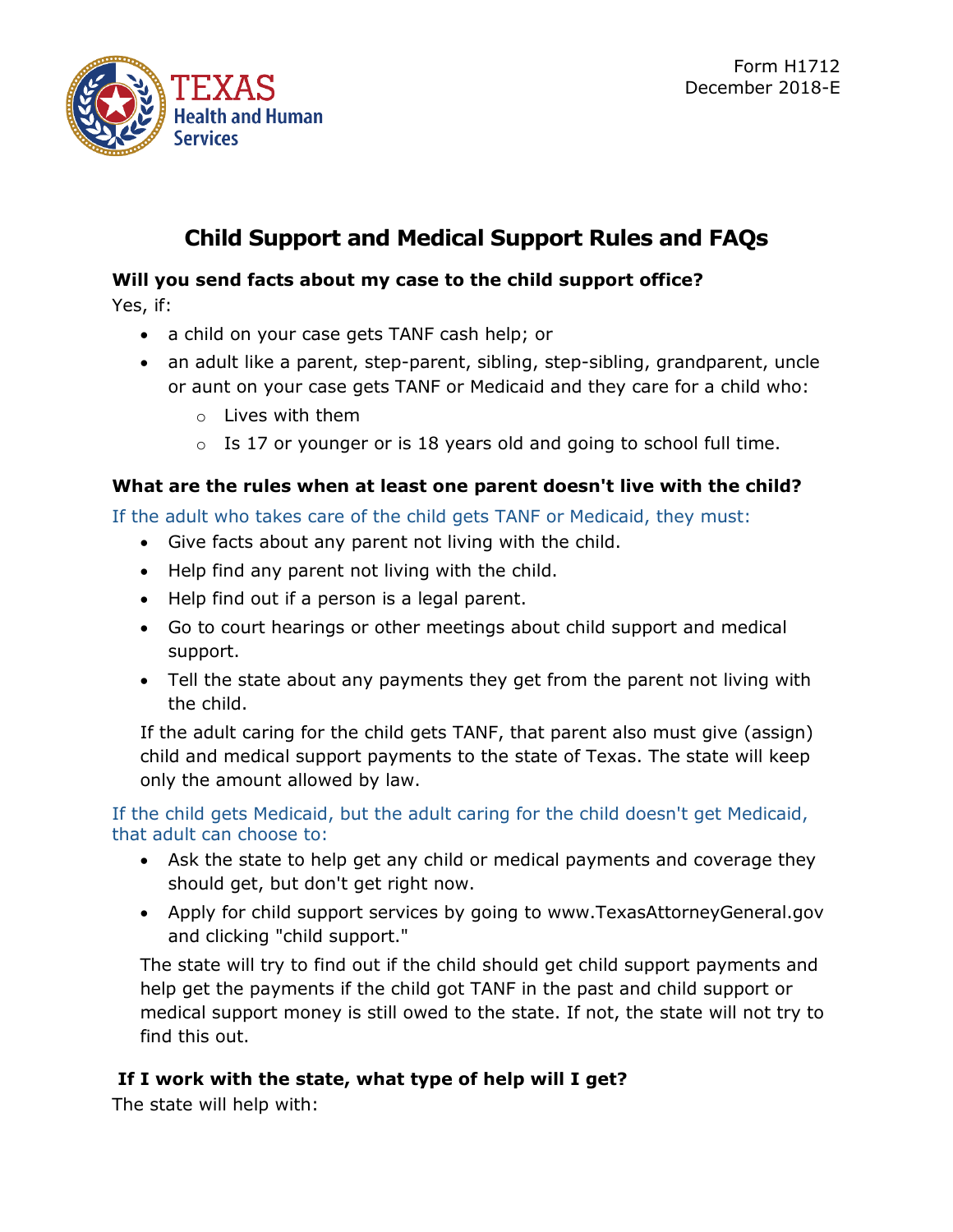Form H1712
December 2018-E

# Child Support and Medical Support Rules and FAQs

**Will you send facts about my case to the child support office?**

Yes, if:

- a child on your case gets TANF cash help; or
- an adult like a parent, step-parent, sibling, step-sibling, grandparent, uncle or aunt on your case gets TANF or Medicaid and they care for a child who:
  - Lives with them
  - Is 17 or younger or is 18 years old and going to school full time.

**What are the rules when at least one parent doesn't live with the child?**

If the adult who takes care of the child gets TANF or Medicaid, they must:

- Give facts about any parent not living with the child.
- Help find any parent not living with the child.
- Help find out if a person is a legal parent.
- Go to court hearings or other meetings about child support and medical support.
- Tell the state about any payments they get from the parent not living with the child.

If the adult caring for the child gets TANF, that parent also must give (assign) child and medical support payments to the state of Texas. The state will keep only the amount allowed by law.

If the child gets Medicaid, but the adult caring for the child doesn't get Medicaid, that adult can choose to:

- Ask the state to help get any child or medical payments and coverage they should get, but don't get right now.
- Apply for child support services by going to www.TexasAttorneyGeneral.gov and clicking "child support."

The state will try to find out if the child should get child support payments and help get the payments if the child got TANF in the past and child support or medical support money is still owed to the state. If not, the state will not try to find this out.

**If I work with the state, what type of help will I get?**

The state will help with: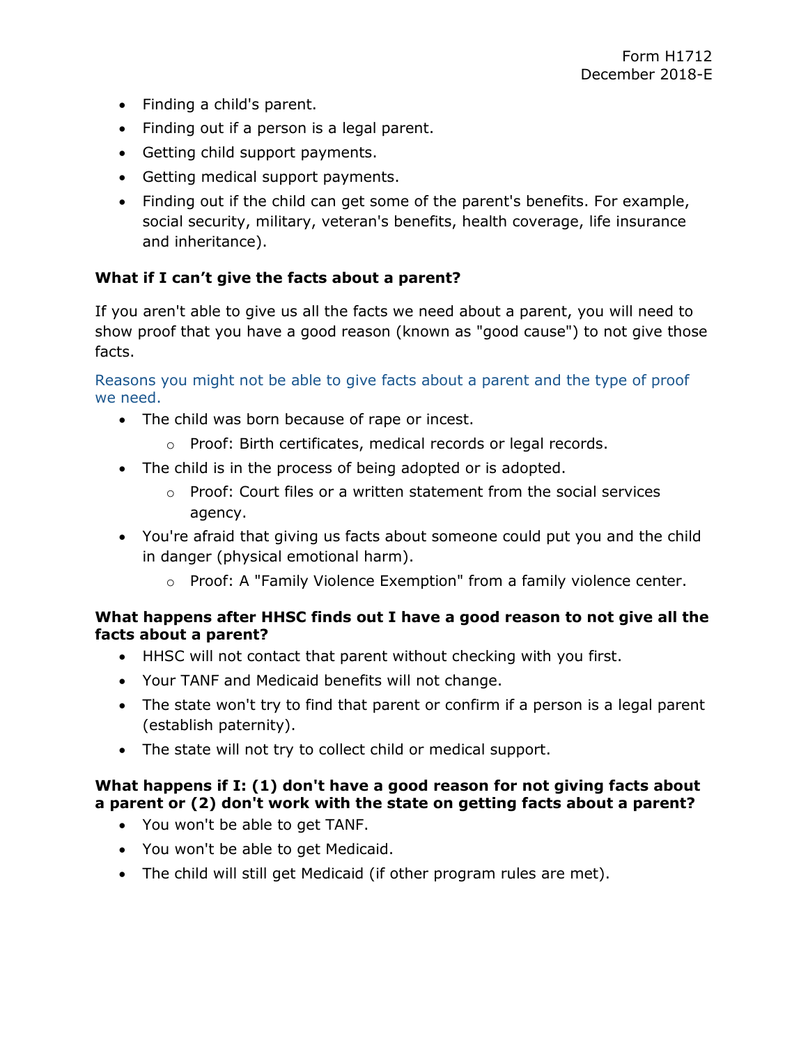- Finding a child's parent.
- Finding out if a person is a legal parent.
- Getting child support payments.
- Getting medical support payments.
- Finding out if the child can get some of the parent's benefits. For example, social security, military, veteran's benefits, health coverage, life insurance and inheritance).

**What if I can't give the facts about a parent?**

If you aren't able to give us all the facts we need about a parent, you will need to show proof that you have a good reason (known as "good cause") to not give those facts.

Reasons you might not be able to give facts about a parent and the type of proof we need.

- The child was born because of rape or incest.
  - Proof: Birth certificates, medical records or legal records.
- The child is in the process of being adopted or is adopted.
  - Proof: Court files or a written statement from the social services agency.
- You're afraid that giving us facts about someone could put you and the child in danger (physical emotional harm).
  - Proof: A "Family Violence Exemption" from a family violence center.

**What happens after HHSC finds out I have a good reason to not give all the facts about a parent?**

- HHSC will not contact that parent without checking with you first.
- Your TANF and Medicaid benefits will not change.
- The state won't try to find that parent or confirm if a person is a legal parent (establish paternity).
- The state will not try to collect child or medical support.

**What happens if I: (1) don't have a good reason for not giving facts about a parent or (2) don't work with the state on getting facts about a parent?**

- You won't be able to get TANF.
- You won't be able to get Medicaid.
- The child will still get Medicaid (if other program rules are met).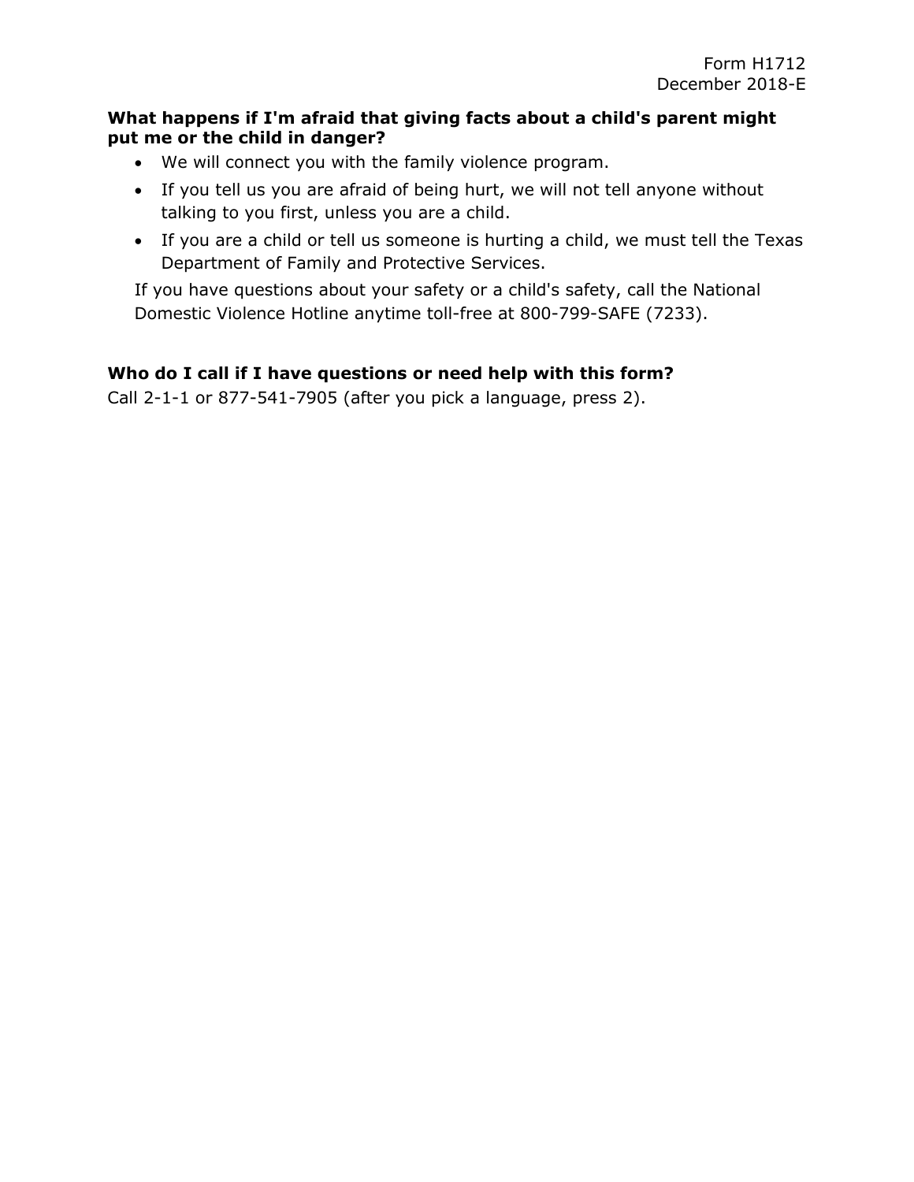**What happens if I'm afraid that giving facts about a child's parent might put me or the child in danger?**

- We will connect you with the family violence program.
- If you tell us you are afraid of being hurt, we will not tell anyone without talking to you first, unless you are a child.
- If you are a child or tell us someone is hurting a child, we must tell the Texas Department of Family and Protective Services.

If you have questions about your safety or a child's safety, call the National Domestic Violence Hotline anytime toll-free at 800-799-SAFE (7233).

**Who do I call if I have questions or need help with this form?**

Call 2-1-1 or 877-541-7905 (after you pick a language, press 2).